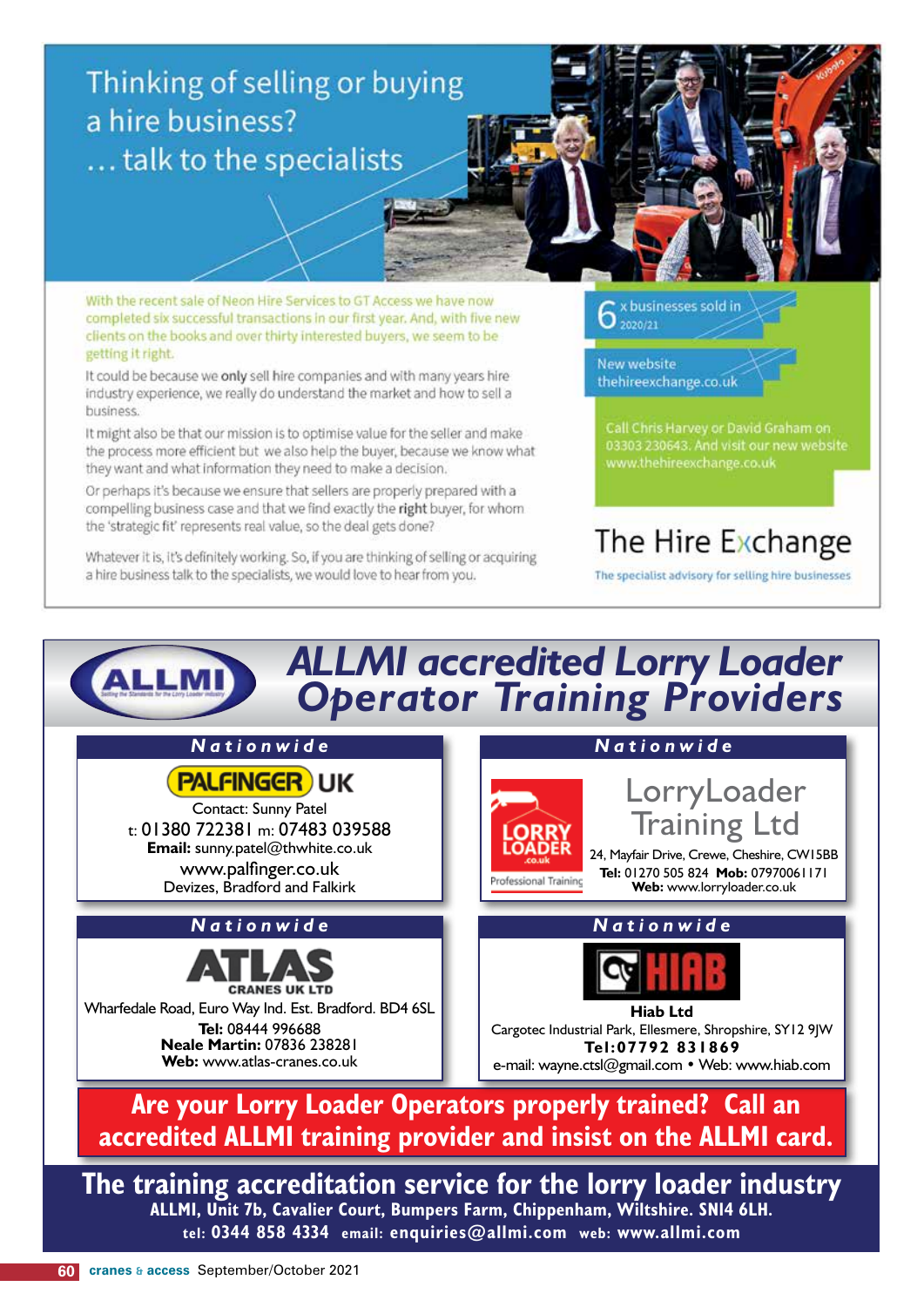# Thinking of selling or buying a hire business?

## ... talk to the specialists

With the recent sale of Neon Hire Services to GT Access we have now completed six successful transactions in our first year. And, with five new clients on the books and over thirty interested buyers, we seem to be getting it right.

It could be because we **only** sell hire companies and with many years hire industry experience, we really do understand the market and how to sell a business.

It might also be that our mission is to optimise value for the seller and make the process more efficient but we also help the buyer, because we know what they want and what information they need to make a decision.

Or perhaps it's because we ensure that sellers are properly prepared with a compelling business case and that we find exactly the **right** buyer, for whom the 'strategic fit' represents real value, so the deal gets done?

Whatever it is, it's definitely working. So, if you are thinking of selling or acquiring a hire business talk to the specialists, we would love to hear from you.

6 x businesses sold in 2020/21

New website thehireexchange.co.uk

Call Chris Harvey or David Graham on 03303 230643. And visit our new website www.thehireexchange.co.uk

**The Hire Exchange**

The specialist advisory for selling hire businesses

# ALLMI accredited Lorry Loader Operator Training Providers

### Nationwide

**PALFINGER UK**

Contact: Sunny Patel
t: 01380 722381 m: 07483 039588
**Email:** sunny.patel@thwhite.co.uk
www.palfinger.co.uk
Devizes, Bradford and Falkirk

### Nationwide

**LorryLoader Training Ltd**

Professional Training

24, Mayfair Drive, Crewe, Cheshire, CW15BB
**Tel:** 01270 505 824 **Mob:** 07970061171
**Web:** www.lorryloader.co.uk

### Nationwide

**ATLAS CRANES UK LTD**

Wharfedale Road, Euro Way Ind. Est. Bradford. BD4 6SL
**Tel:** 08444 996688
**Neale Martin:** 07836 238281
**Web:** www.atlas-cranes.co.uk

### Nationwide

**Hiab Ltd**

Cargotec Industrial Park, Ellesmere, Shropshire, SY12 9JW
**Tel:07792 831869**
e-mail: wayne.ctsl@gmail.com • Web: www.hiab.com

**Are your Lorry Loader Operators properly trained? Call an accredited ALLMI training provider and insist on the ALLMI card.**

**The training accreditation service for the lorry loader industry**

**ALLMI, Unit 7b, Cavalier Court, Bumpers Farm, Chippenham, Wiltshire. SN14 6LH.**
**tel: 0344 858 4334 email: enquiries@allmi.com web: www.allmi.com**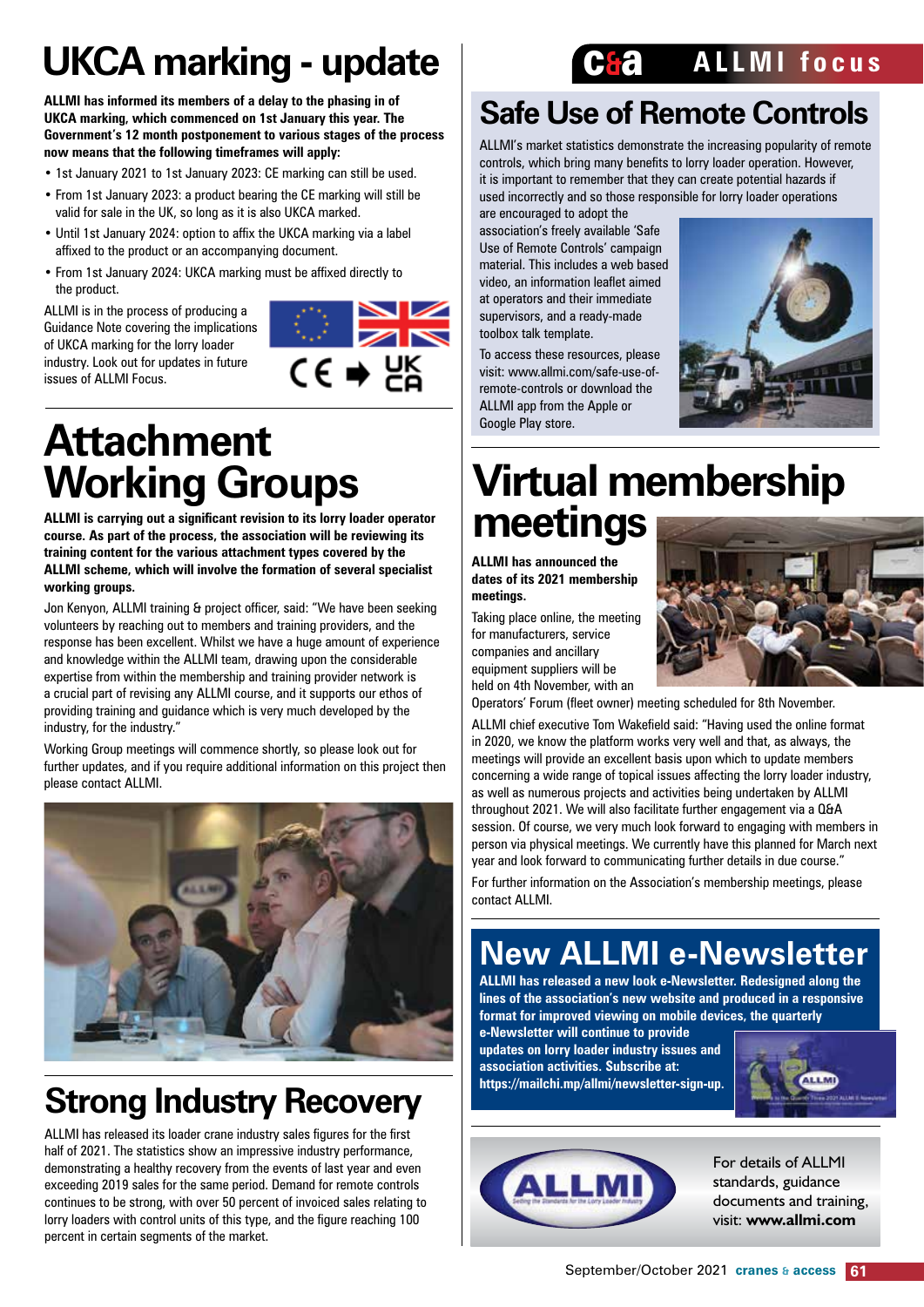# UKCA marking - update

**ALLMI has informed its members of a delay to the phasing in of UKCA marking, which commenced on 1st January this year. The Government's 12 month postponement to various stages of the process now means that the following timeframes will apply:**

- 1st January 2021 to 1st January 2023: CE marking can still be used.
- From 1st January 2023: a product bearing the CE marking will still be valid for sale in the UK, so long as it is also UKCA marked.
- Until 1st January 2024: option to affix the UKCA marking via a label affixed to the product or an accompanying document.
- From 1st January 2024: UKCA marking must be affixed directly to the product.

ALLMI is in the process of producing a Guidance Note covering the implications of UKCA marking for the lorry loader industry. Look out for updates in future issues of ALLMI Focus.

# Attachment Working Groups

**ALLMI is carrying out a significant revision to its lorry loader operator course. As part of the process, the association will be reviewing its training content for the various attachment types covered by the ALLMI scheme, which will involve the formation of several specialist working groups.**

Jon Kenyon, ALLMI training & project officer, said: "We have been seeking volunteers by reaching out to members and training providers, and the response has been excellent. Whilst we have a huge amount of experience and knowledge within the ALLMI team, drawing upon the considerable expertise from within the membership and training provider network is a crucial part of revising any ALLMI course, and it supports our ethos of providing training and guidance which is very much developed by the industry, for the industry."

Working Group meetings will commence shortly, so please look out for further updates, and if you require additional information on this project then please contact ALLMI.

# Strong Industry Recovery

ALLMI has released its loader crane industry sales figures for the first half of 2021. The statistics show an impressive industry performance, demonstrating a healthy recovery from the events of last year and even exceeding 2019 sales for the same period. Demand for remote controls continues to be strong, with over 50 percent of invoiced sales relating to lorry loaders with control units of this type, and the figure reaching 100 percent in certain segments of the market.

# Safe Use of Remote Controls

ALLMI's market statistics demonstrate the increasing popularity of remote controls, which bring many benefits to lorry loader operation. However, it is important to remember that they can create potential hazards if used incorrectly and so those responsible for lorry loader operations are encouraged to adopt the association's freely available 'Safe Use of Remote Controls' campaign material. This includes a web based video, an information leaflet aimed at operators and their immediate supervisors, and a ready-made toolbox talk template.

To access these resources, please visit: www.allmi.com/safe-use-of-remote-controls or download the ALLMI app from the Apple or Google Play store.

# Virtual membership meetings

**ALLMI has announced the dates of its 2021 membership meetings.**

Taking place online, the meeting for manufacturers, service companies and ancillary equipment suppliers will be held on 4th November, with an Operators' Forum (fleet owner) meeting scheduled for 8th November.

ALLMI chief executive Tom Wakefield said: "Having used the online format in 2020, we know the platform works very well and that, as always, the meetings will provide an excellent basis upon which to update members concerning a wide range of topical issues affecting the lorry loader industry, as well as numerous projects and activities being undertaken by ALLMI throughout 2021. We will also facilitate further engagement via a Q&A session. Of course, we very much look forward to engaging with members in person via physical meetings. We currently have this planned for March next year and look forward to communicating further details in due course."

For further information on the Association's membership meetings, please contact ALLMI.

# New ALLMI e-Newsletter

**ALLMI has released a new look e-Newsletter. Redesigned along the lines of the association's new website and produced in a responsive format for improved viewing on mobile devices, the quarterly e-Newsletter will continue to provide updates on lorry loader industry issues and association activities. Subscribe at: https://mailchi.mp/allmi/newsletter-sign-up.**

For details of ALLMI standards, guidance documents and training, visit: **www.allmi.com**